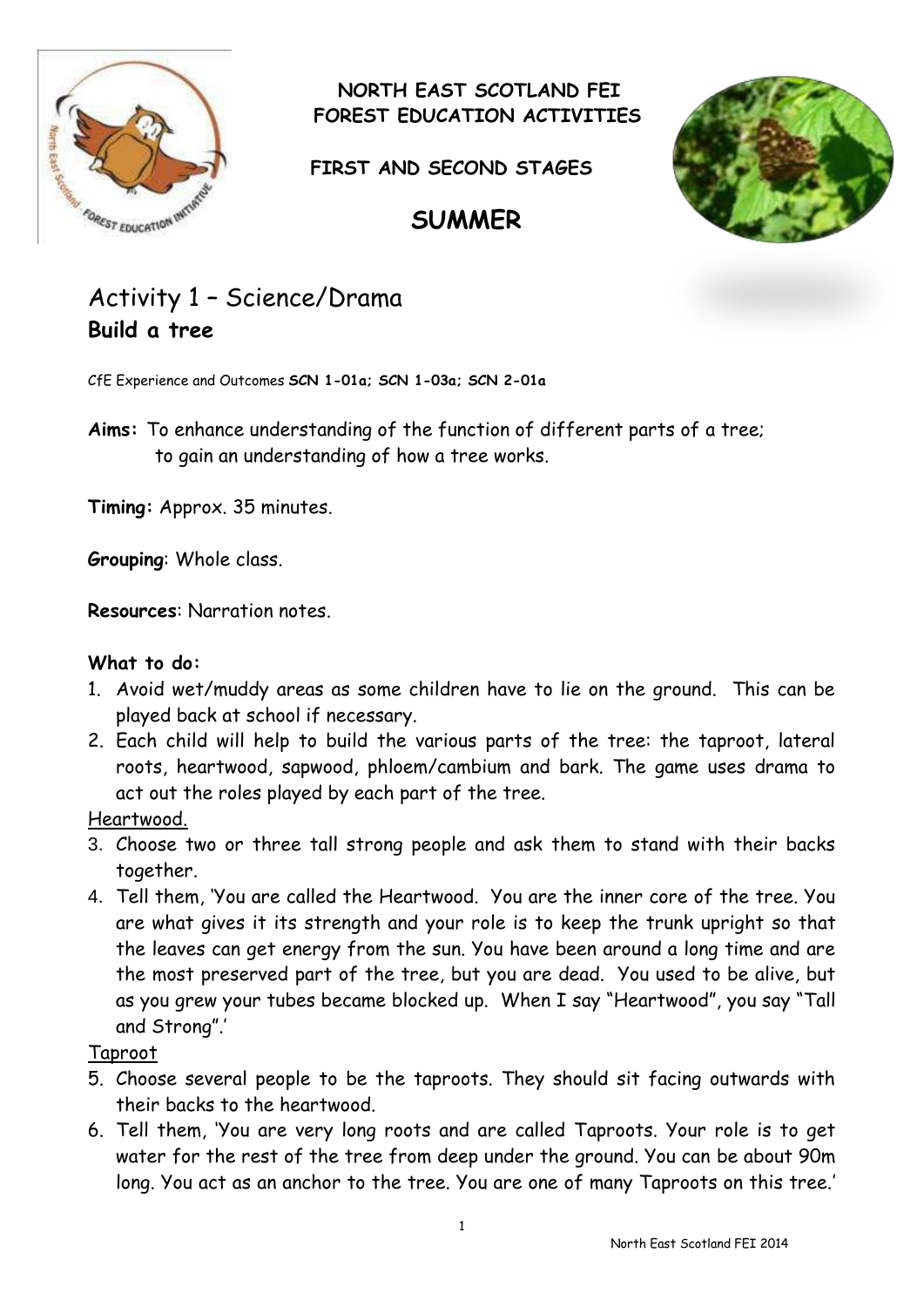**NORTH EAST SCOTLAND FEI**
**FOREST EDUCATION ACTIVITIES**

**FIRST AND SECOND STAGES**

# SUMMER

## Activity 1 – Science/Drama
### Build a tree

CfE Experience and Outcomes **SCN 1-01a; SCN 1-03a; SCN 2-01a**

**Aims:** To enhance understanding of the function of different parts of a tree; to gain an understanding of how a tree works.

**Timing:** Approx. 35 minutes.

**Grouping**: Whole class.

**Resources**: Narration notes.

**What to do:**

1. Avoid wet/muddy areas as some children have to lie on the ground. This can be played back at school if necessary.
2. Each child will help to build the various parts of the tree: the taproot, lateral roots, heartwood, sapwood, phloem/cambium and bark. The game uses drama to act out the roles played by each part of the tree.

Heartwood.

3. Choose two or three tall strong people and ask them to stand with their backs together.
4. Tell them, 'You are called the Heartwood. You are the inner core of the tree. You are what gives it its strength and your role is to keep the trunk upright so that the leaves can get energy from the sun. You have been around a long time and are the most preserved part of the tree, but you are dead. You used to be alive, but as you grew your tubes became blocked up. When I say "Heartwood", you say "Tall and Strong".'

Taproot

5. Choose several people to be the taproots. They should sit facing outwards with their backs to the heartwood.
6. Tell them, 'You are very long roots and are called Taproots. Your role is to get water for the rest of the tree from deep under the ground. You can be about 90m long. You act as an anchor to the tree. You are one of many Taproots on this tree.'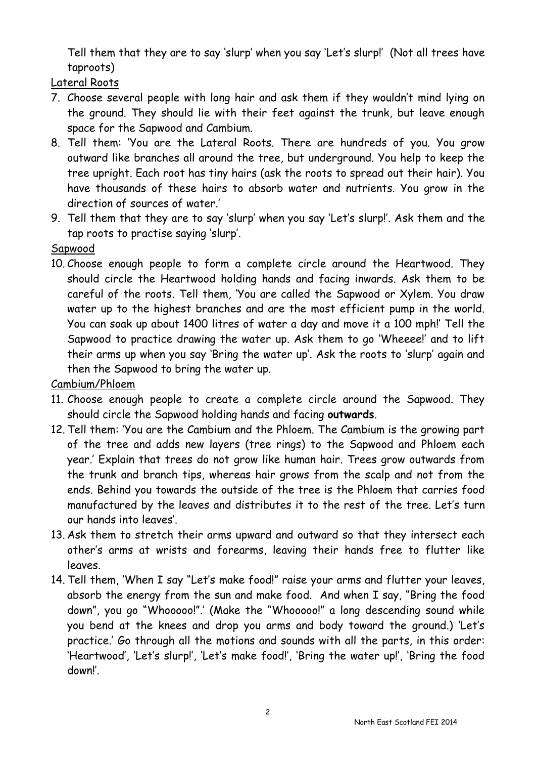Tell them that they are to say 'slurp' when you say 'Let's slurp!' (Not all trees have taproots)

Lateral Roots

7. Choose several people with long hair and ask them if they wouldn't mind lying on the ground. They should lie with their feet against the trunk, but leave enough space for the Sapwood and Cambium.
8. Tell them: 'You are the Lateral Roots. There are hundreds of you. You grow outward like branches all around the tree, but underground. You help to keep the tree upright. Each root has tiny hairs (ask the roots to spread out their hair). You have thousands of these hairs to absorb water and nutrients. You grow in the direction of sources of water.'
9. Tell them that they are to say 'slurp' when you say 'Let's slurp!'. Ask them and the tap roots to practise saying 'slurp'.

Sapwood

10. Choose enough people to form a complete circle around the Heartwood. They should circle the Heartwood holding hands and facing inwards. Ask them to be careful of the roots. Tell them, 'You are called the Sapwood or Xylem. You draw water up to the highest branches and are the most efficient pump in the world. You can soak up about 1400 litres of water a day and move it a 100 mph!' Tell the Sapwood to practice drawing the water up. Ask them to go 'Wheeee!' and to lift their arms up when you say 'Bring the water up'. Ask the roots to 'slurp' again and then the Sapwood to bring the water up.

Cambium/Phloem

11. Choose enough people to create a complete circle around the Sapwood. They should circle the Sapwood holding hands and facing **outwards**.
12. Tell them: 'You are the Cambium and the Phloem. The Cambium is the growing part of the tree and adds new layers (tree rings) to the Sapwood and Phloem each year.' Explain that trees do not grow like human hair. Trees grow outwards from the trunk and branch tips, whereas hair grows from the scalp and not from the ends. Behind you towards the outside of the tree is the Phloem that carries food manufactured by the leaves and distributes it to the rest of the tree. Let's turn our hands into leaves'.
13. Ask them to stretch their arms upward and outward so that they intersect each other's arms at wrists and forearms, leaving their hands free to flutter like leaves.
14. Tell them, 'When I say "Let's make food!" raise your arms and flutter your leaves, absorb the energy from the sun and make food. And when I say, "Bring the food down", you go "Whooooo!".' (Make the "Whooooo!" a long descending sound while you bend at the knees and drop you arms and body toward the ground.) 'Let's practice.' Go through all the motions and sounds with all the parts, in this order: 'Heartwood', 'Let's slurp!', 'Let's make food!', 'Bring the water up!', 'Bring the food down!'.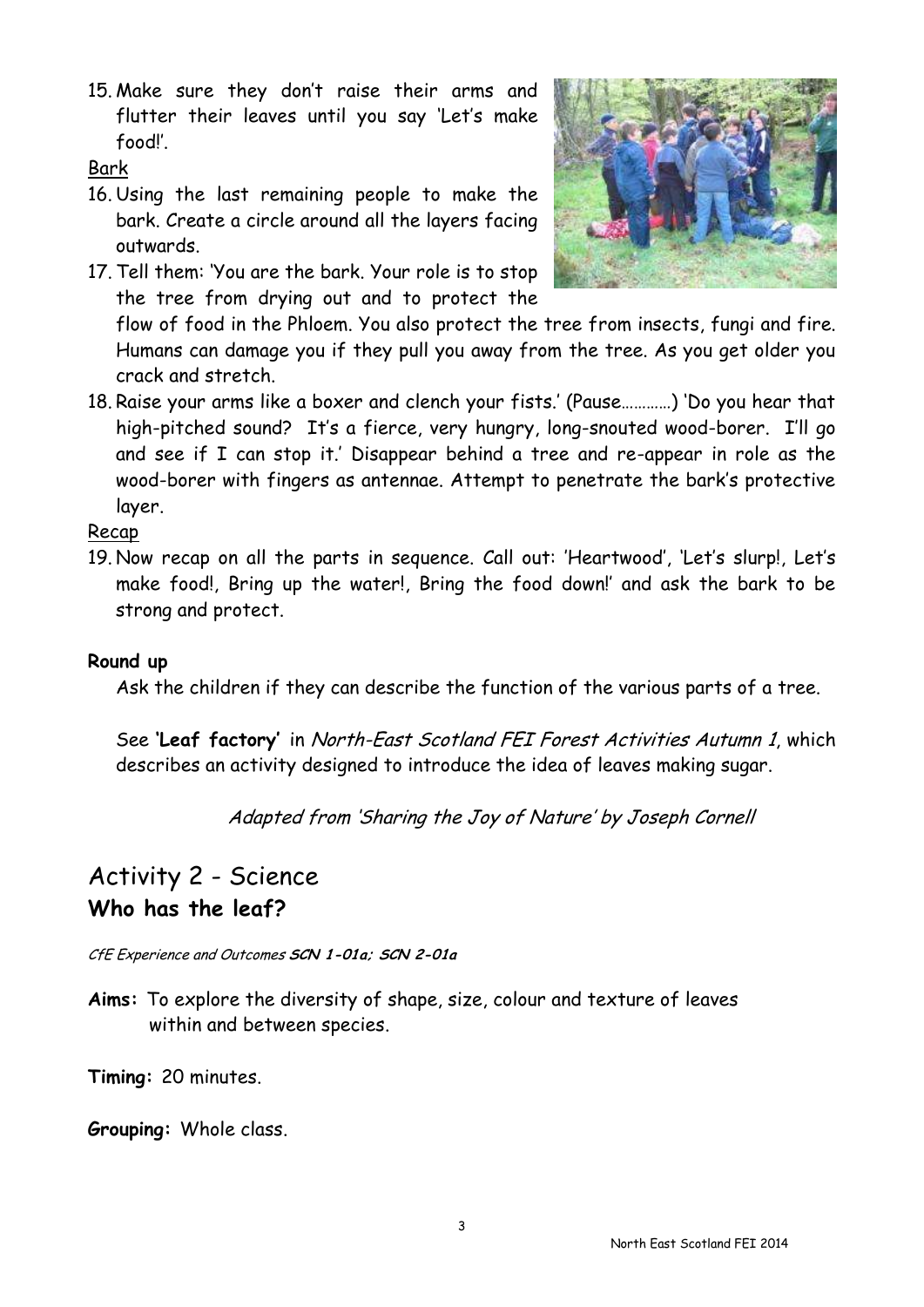15. Make sure they don't raise their arms and flutter their leaves until you say 'Let's make food!'.

Bark

16. Using the last remaining people to make the bark. Create a circle around all the layers facing outwards.
17. Tell them: 'You are the bark. Your role is to stop the tree from drying out and to protect the flow of food in the Phloem. You also protect the tree from insects, fungi and fire. Humans can damage you if they pull you away from the tree. As you get older you crack and stretch.
18. Raise your arms like a boxer and clench your fists.' (Pause…………) 'Do you hear that high-pitched sound? It's a fierce, very hungry, long-snouted wood-borer. I'll go and see if I can stop it.' Disappear behind a tree and re-appear in role as the wood-borer with fingers as antennae. Attempt to penetrate the bark's protective layer.

Recap

19. Now recap on all the parts in sequence. Call out: 'Heartwood', 'Let's slurp!, Let's make food!, Bring up the water!, Bring the food down!' and ask the bark to be strong and protect.

**Round up**

Ask the children if they can describe the function of the various parts of a tree.

See **'Leaf factory'** in *North-East Scotland FEI Forest Activities Autumn 1*, which describes an activity designed to introduce the idea of leaves making sugar.

*Adapted from 'Sharing the Joy of Nature' by Joseph Cornell*

## Activity 2 - Science
### Who has the leaf?

*CfE Experience and Outcomes* ***SCN 1-01a; SCN 2-01a***

**Aims:** To explore the diversity of shape, size, colour and texture of leaves within and between species.

**Timing:** 20 minutes.

**Grouping:** Whole class.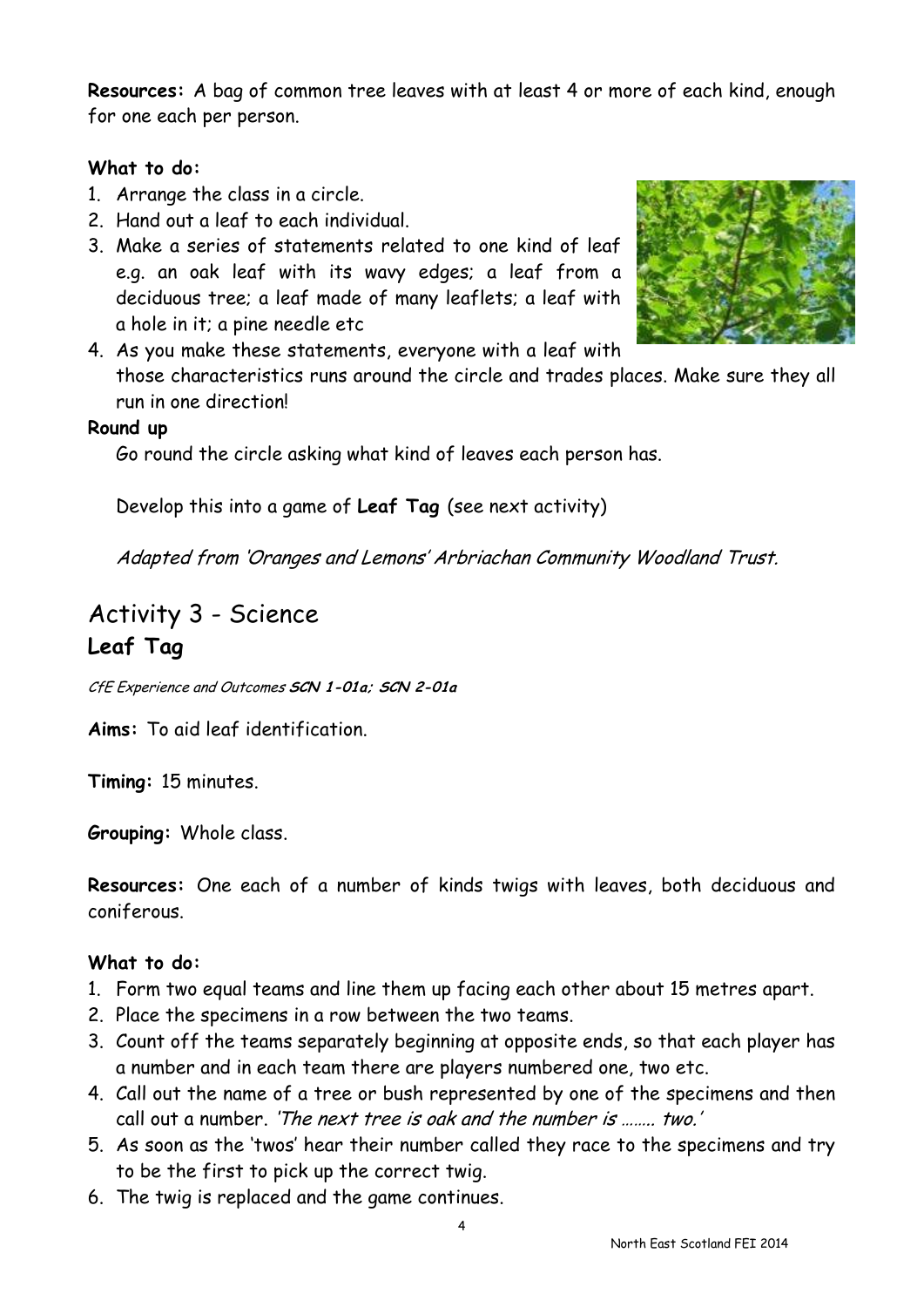**Resources:** A bag of common tree leaves with at least 4 or more of each kind, enough for one each per person.

**What to do:**

1. Arrange the class in a circle.
2. Hand out a leaf to each individual.
3. Make a series of statements related to one kind of leaf e.g. an oak leaf with its wavy edges; a leaf from a deciduous tree; a leaf made of many leaflets; a leaf with a hole in it; a pine needle etc
4. As you make these statements, everyone with a leaf with those characteristics runs around the circle and trades places. Make sure they all run in one direction!

**Round up**

Go round the circle asking what kind of leaves each person has.

Develop this into a game of **Leaf Tag** (see next activity)

*Adapted from 'Oranges and Lemons' Arbriachan Community Woodland Trust.*

## Activity 3 - Science

### Leaf Tag

*CfE Experience and Outcomes* ***SCN 1-01a; SCN 2-01a***

**Aims:** To aid leaf identification.

**Timing:** 15 minutes.

**Grouping:** Whole class.

**Resources:** One each of a number of kinds twigs with leaves, both deciduous and coniferous.

**What to do:**

1. Form two equal teams and line them up facing each other about 15 metres apart.
2. Place the specimens in a row between the two teams.
3. Count off the teams separately beginning at opposite ends, so that each player has a number and in each team there are players numbered one, two etc.
4. Call out the name of a tree or bush represented by one of the specimens and then call out a number. *'The next tree is oak and the number is …….. two.'*
5. As soon as the 'twos' hear their number called they race to the specimens and try to be the first to pick up the correct twig.
6. The twig is replaced and the game continues.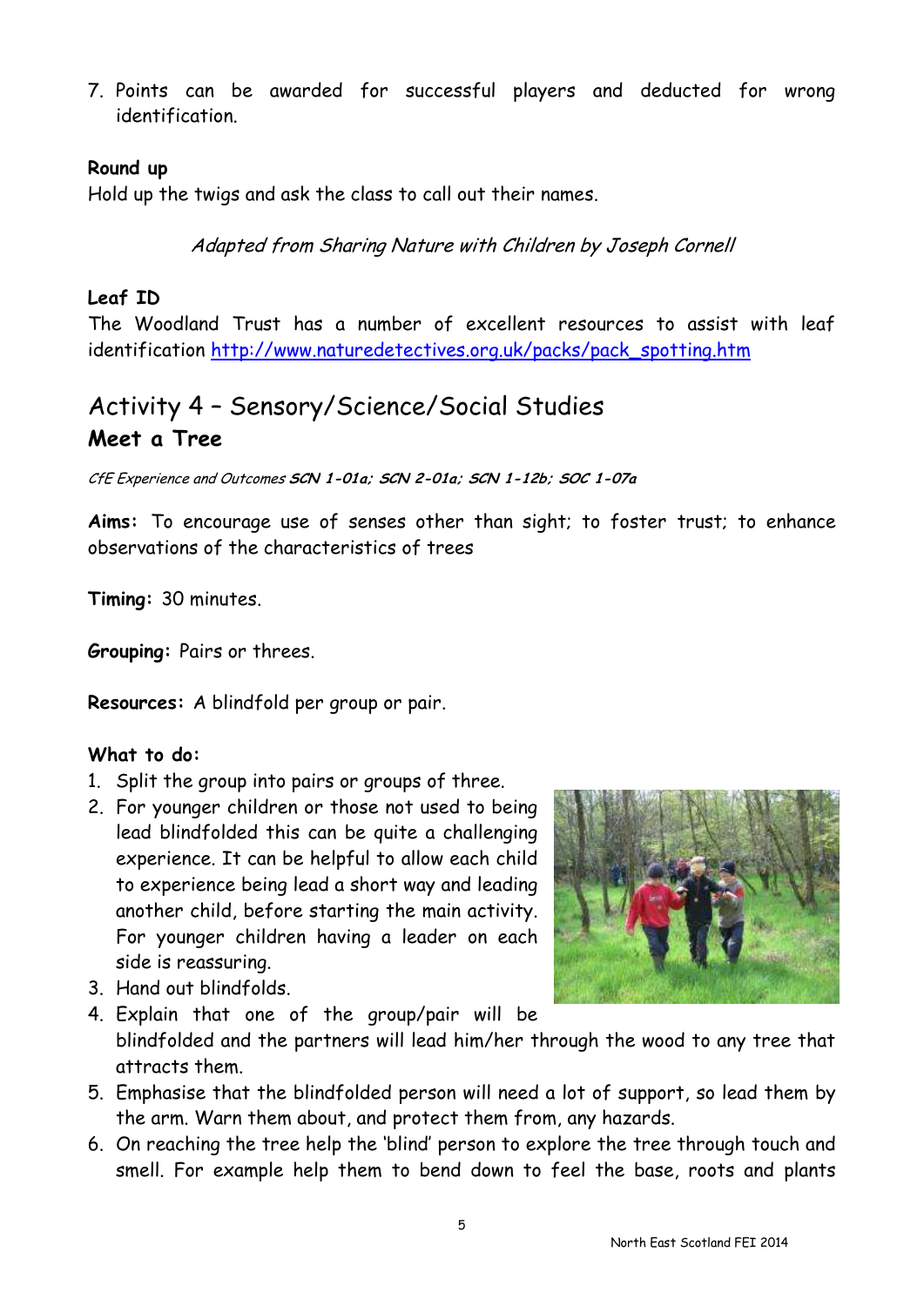7. Points can be awarded for successful players and deducted for wrong identification.

**Round up**

Hold up the twigs and ask the class to call out their names.

*Adapted from Sharing Nature with Children by Joseph Cornell*

**Leaf ID**

The Woodland Trust has a number of excellent resources to assist with leaf identification http://www.naturedetectives.org.uk/packs/pack_spotting.htm

## Activity 4 – Sensory/Science/Social Studies

### Meet a Tree

*CfE Experience and Outcomes* ***SCN 1-01a; SCN 2-01a; SCN 1-12b; SOC 1-07a***

**Aims:** To encourage use of senses other than sight; to foster trust; to enhance observations of the characteristics of trees

**Timing:** 30 minutes.

**Grouping:** Pairs or threes.

**Resources:** A blindfold per group or pair.

**What to do:**

1. Split the group into pairs or groups of three.
2. For younger children or those not used to being lead blindfolded this can be quite a challenging experience. It can be helpful to allow each child to experience being lead a short way and leading another child, before starting the main activity. For younger children having a leader on each side is reassuring.
3. Hand out blindfolds.
4. Explain that one of the group/pair will be blindfolded and the partners will lead him/her through the wood to any tree that attracts them.
5. Emphasise that the blindfolded person will need a lot of support, so lead them by the arm. Warn them about, and protect them from, any hazards.
6. On reaching the tree help the 'blind' person to explore the tree through touch and smell. For example help them to bend down to feel the base, roots and plants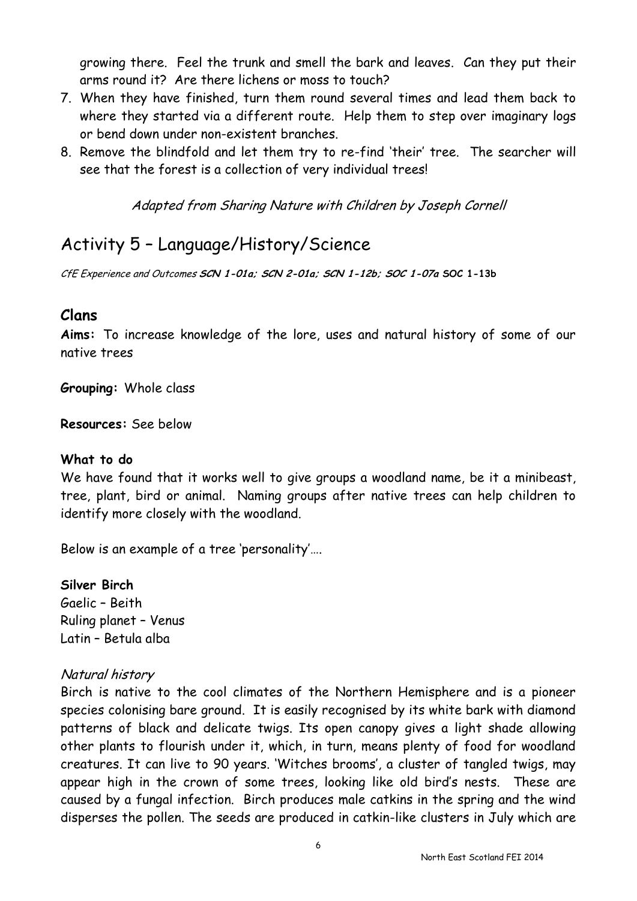growing there. Feel the trunk and smell the bark and leaves. Can they put their arms round it? Are there lichens or moss to touch?

7. When they have finished, turn them round several times and lead them back to where they started via a different route. Help them to step over imaginary logs or bend down under non-existent branches.
8. Remove the blindfold and let them try to re-find 'their' tree. The searcher will see that the forest is a collection of very individual trees!

*Adapted from Sharing Nature with Children by Joseph Cornell*

# Activity 5 – Language/History/Science

*CfE Experience and Outcomes* ***SCN 1-01a; SCN 2-01a; SCN 1-12b; SOC 1-07a*** **SOC 1-13b**

## Clans

**Aims:** To increase knowledge of the lore, uses and natural history of some of our native trees

**Grouping:** Whole class

**Resources:** See below

**What to do**

We have found that it works well to give groups a woodland name, be it a minibeast, tree, plant, bird or animal. Naming groups after native trees can help children to identify more closely with the woodland.

Below is an example of a tree 'personality'….

**Silver Birch**
Gaelic – Beith
Ruling planet – Venus
Latin – Betula alba

*Natural history*

Birch is native to the cool climates of the Northern Hemisphere and is a pioneer species colonising bare ground. It is easily recognised by its white bark with diamond patterns of black and delicate twigs. Its open canopy gives a light shade allowing other plants to flourish under it, which, in turn, means plenty of food for woodland creatures. It can live to 90 years. 'Witches brooms', a cluster of tangled twigs, may appear high in the crown of some trees, looking like old bird's nests. These are caused by a fungal infection. Birch produces male catkins in the spring and the wind disperses the pollen. The seeds are produced in catkin-like clusters in July which are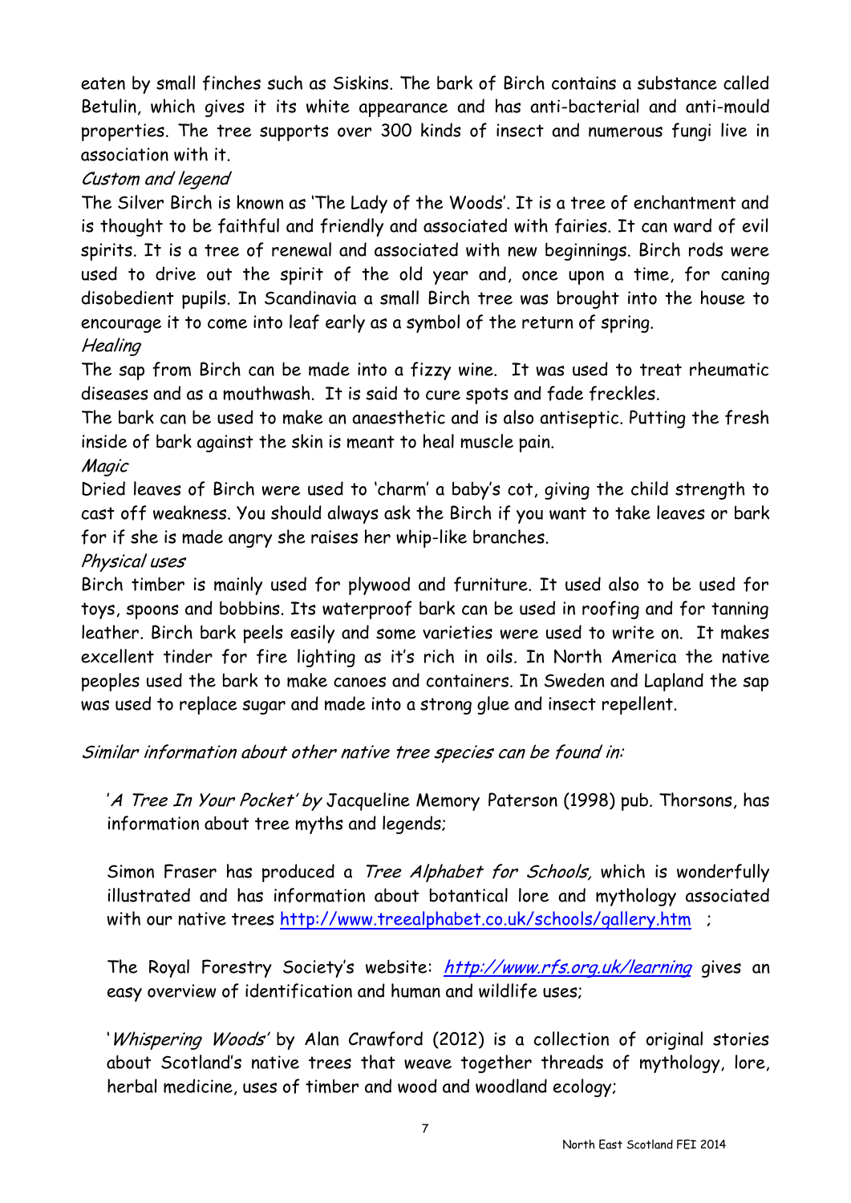eaten by small finches such as Siskins. The bark of Birch contains a substance called Betulin, which gives it its white appearance and has anti-bacterial and anti-mould properties. The tree supports over 300 kinds of insect and numerous fungi live in association with it.

*Custom and legend*

The Silver Birch is known as 'The Lady of the Woods'. It is a tree of enchantment and is thought to be faithful and friendly and associated with fairies. It can ward of evil spirits. It is a tree of renewal and associated with new beginnings. Birch rods were used to drive out the spirit of the old year and, once upon a time, for caning disobedient pupils. In Scandinavia a small Birch tree was brought into the house to encourage it to come into leaf early as a symbol of the return of spring.

*Healing*

The sap from Birch can be made into a fizzy wine. It was used to treat rheumatic diseases and as a mouthwash. It is said to cure spots and fade freckles.

The bark can be used to make an anaesthetic and is also antiseptic. Putting the fresh inside of bark against the skin is meant to heal muscle pain.

*Magic*

Dried leaves of Birch were used to 'charm' a baby's cot, giving the child strength to cast off weakness. You should always ask the Birch if you want to take leaves or bark for if she is made angry she raises her whip-like branches.

*Physical uses*

Birch timber is mainly used for plywood and furniture. It used also to be used for toys, spoons and bobbins. Its waterproof bark can be used in roofing and for tanning leather. Birch bark peels easily and some varieties were used to write on. It makes excellent tinder for fire lighting as it's rich in oils. In North America the native peoples used the bark to make canoes and containers. In Sweden and Lapland the sap was used to replace sugar and made into a strong glue and insect repellent.

*Similar information about other native tree species can be found in:*

'*A Tree In Your Pocket' by* Jacqueline Memory Paterson (1998) pub. Thorsons, has information about tree myths and legends;

Simon Fraser has produced a *Tree Alphabet for Schools,* which is wonderfully illustrated and has information about botantical lore and mythology associated with our native trees http://www.treealphabet.co.uk/schools/gallery.htm ;

The Royal Forestry Society's website: *http://www.rfs.org.uk/learning* gives an easy overview of identification and human and wildlife uses;

'*Whispering Woods'* by Alan Crawford (2012) is a collection of original stories about Scotland's native trees that weave together threads of mythology, lore, herbal medicine, uses of timber and wood and woodland ecology;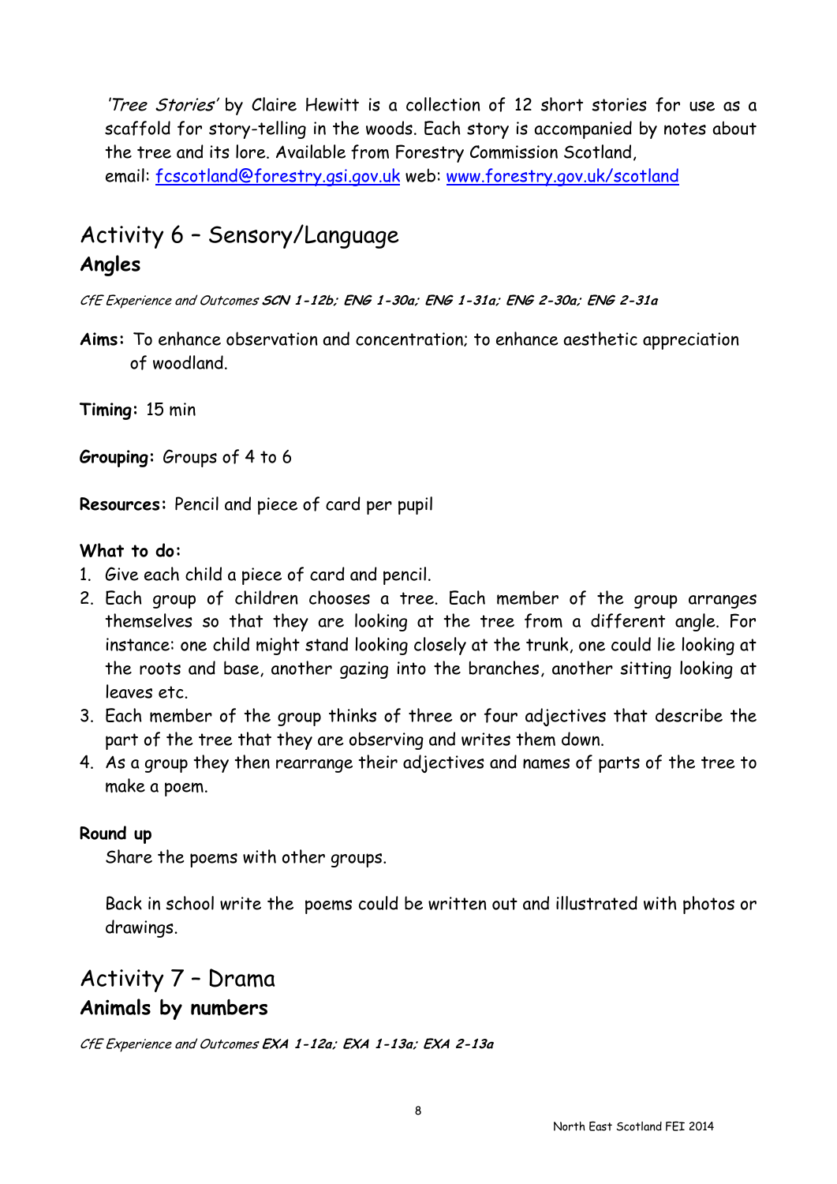*'Tree Stories'* by Claire Hewitt is a collection of 12 short stories for use as a scaffold for story-telling in the woods. Each story is accompanied by notes about the tree and its lore. Available from Forestry Commission Scotland, email: [fcscotland@forestry.gsi.gov.uk](mailto:fcscotland@forestry.gsi.gov.uk) web: [www.forestry.gov.uk/scotland](http://www.forestry.gov.uk/scotland)

## Activity 6 – Sensory/Language

### Angles

*CfE Experience and Outcomes* ***SCN 1-12b; ENG 1-30a; ENG 1-31a; ENG 2-30a; ENG 2-31a***

**Aims:** To enhance observation and concentration; to enhance aesthetic appreciation of woodland.

**Timing:** 15 min

**Grouping:** Groups of 4 to 6

**Resources:** Pencil and piece of card per pupil

**What to do:**

1. Give each child a piece of card and pencil.
2. Each group of children chooses a tree. Each member of the group arranges themselves so that they are looking at the tree from a different angle. For instance: one child might stand looking closely at the trunk, one could lie looking at the roots and base, another gazing into the branches, another sitting looking at leaves etc.
3. Each member of the group thinks of three or four adjectives that describe the part of the tree that they are observing and writes them down.
4. As a group they then rearrange their adjectives and names of parts of the tree to make a poem.

**Round up**

Share the poems with other groups.

Back in school write the poems could be written out and illustrated with photos or drawings.

## Activity 7 – Drama

### Animals by numbers

*CfE Experience and Outcomes* ***EXA 1-12a; EXA 1-13a; EXA 2-13a***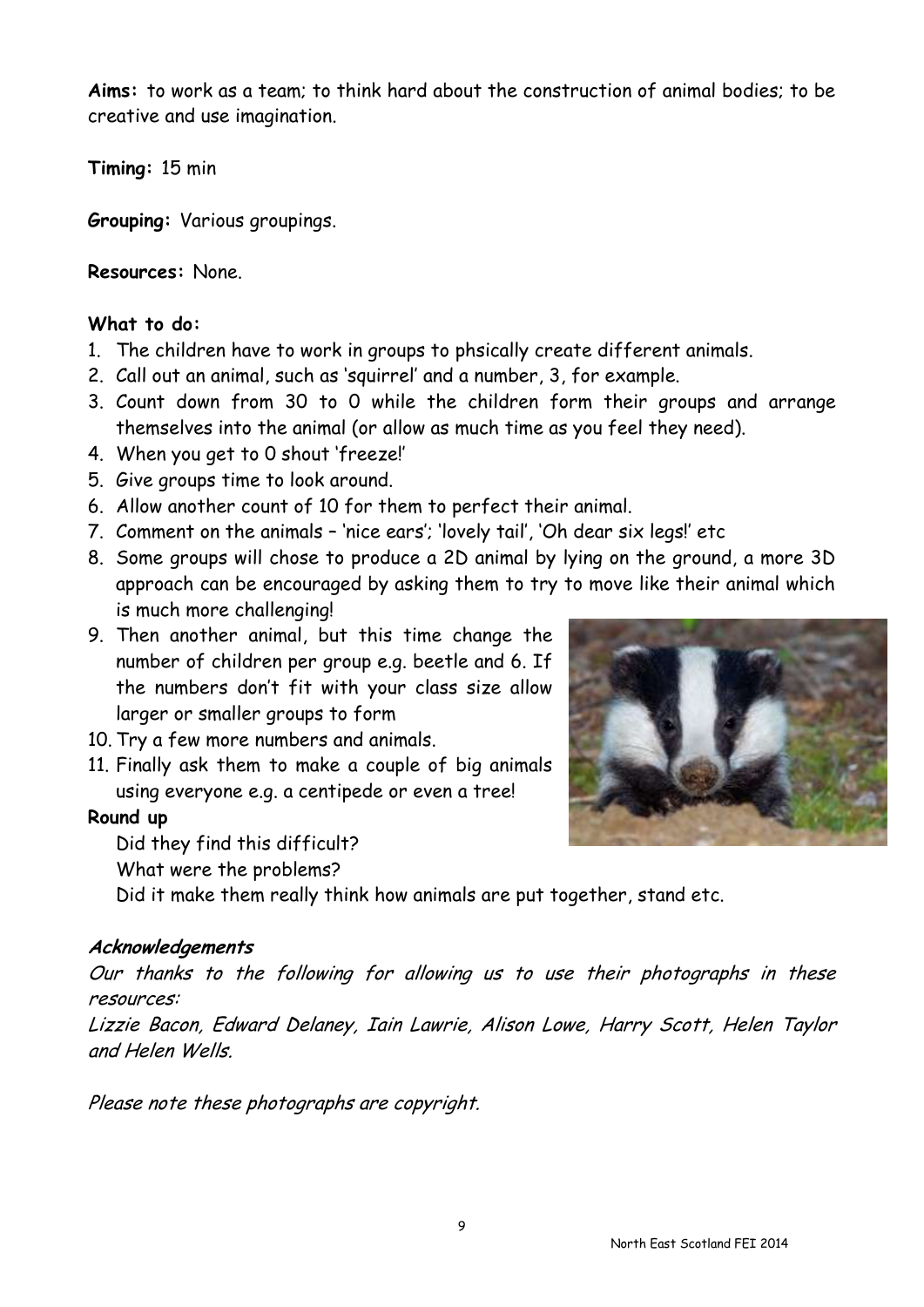**Aims:** to work as a team; to think hard about the construction of animal bodies; to be creative and use imagination.

**Timing:** 15 min

**Grouping:** Various groupings.

**Resources:** None.

**What to do:**

1. The children have to work in groups to phsically create different animals.
2. Call out an animal, such as 'squirrel' and a number, 3, for example.
3. Count down from 30 to 0 while the children form their groups and arrange themselves into the animal (or allow as much time as you feel they need).
4. When you get to 0 shout 'freeze!'
5. Give groups time to look around.
6. Allow another count of 10 for them to perfect their animal.
7. Comment on the animals – 'nice ears'; 'lovely tail', 'Oh dear six legs!' etc
8. Some groups will chose to produce a 2D animal by lying on the ground, a more 3D approach can be encouraged by asking them to try to move like their animal which is much more challenging!
9. Then another animal, but this time change the number of children per group e.g. beetle and 6. If the numbers don't fit with your class size allow larger or smaller groups to form
10. Try a few more numbers and animals.
11. Finally ask them to make a couple of big animals using everyone e.g. a centipede or even a tree!

**Round up**

Did they find this difficult?

What were the problems?

Did it make them really think how animals are put together, stand etc.

***Acknowledgements***

*Our thanks to the following for allowing us to use their photographs in these resources:*

*Lizzie Bacon, Edward Delaney, Iain Lawrie, Alison Lowe, Harry Scott, Helen Taylor and Helen Wells.*

*Please note these photographs are copyright.*